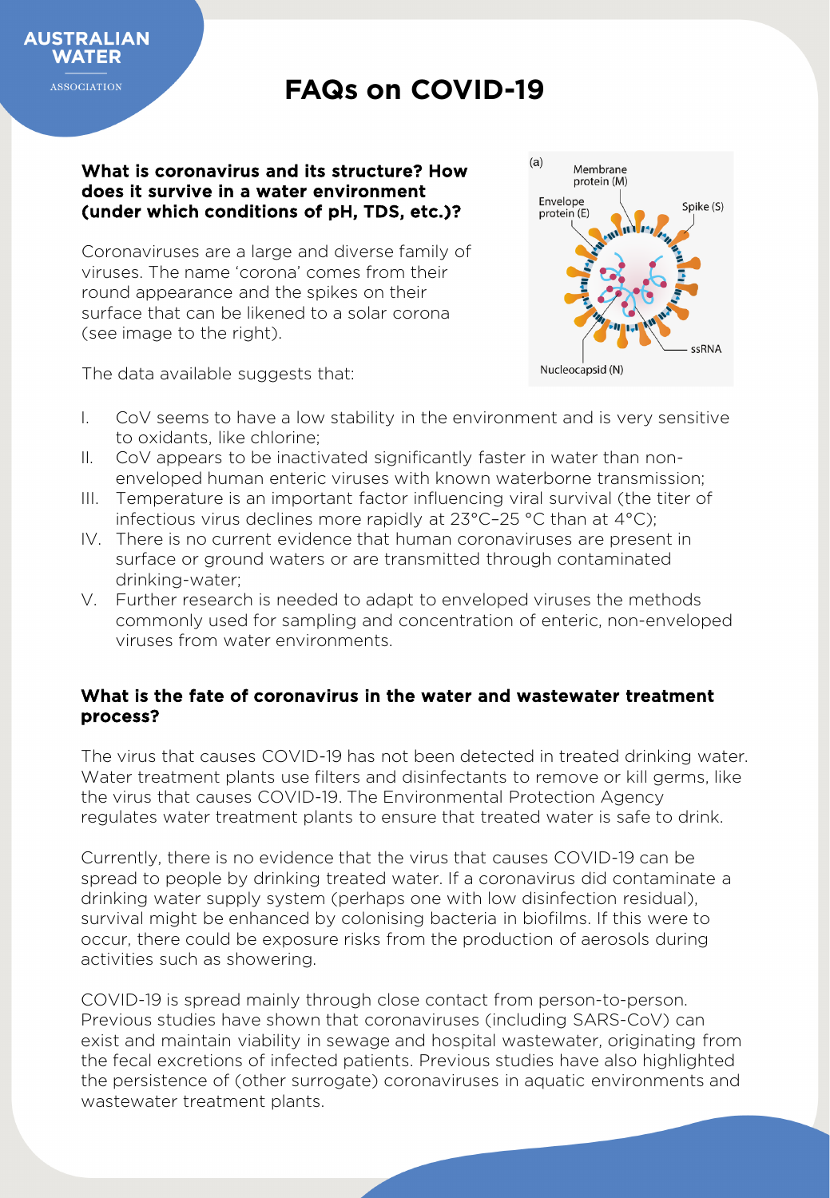# FAQs on COVID-19

### What is coronavirus and its structure? How does it survive in a water environment (under which conditions of pH, TDS, etc.)?

Coronaviruses are a large and diverse family of viruses. The name 'corona' comes from their round appearance and the spikes on their surface that can be likened to a solar corona (see image to the right).

The data available suggests that:

I. CoV seems to have a low stability in the environment and is very sensitive to oxidants, like chlorine;
II. CoV appears to be inactivated significantly faster in water than non-enveloped human enteric viruses with known waterborne transmission;
III. Temperature is an important factor influencing viral survival (the titer of infectious virus declines more rapidly at 23°C–25 °C than at 4°C);
IV. There is no current evidence that human coronaviruses are present in surface or ground waters or are transmitted through contaminated drinking-water;
V. Further research is needed to adapt to enveloped viruses the methods commonly used for sampling and concentration of enteric, non-enveloped viruses from water environments.

### What is the fate of coronavirus in the water and wastewater treatment process?

The virus that causes COVID-19 has not been detected in treated drinking water. Water treatment plants use filters and disinfectants to remove or kill germs, like the virus that causes COVID-19. The Environmental Protection Agency regulates water treatment plants to ensure that treated water is safe to drink.

Currently, there is no evidence that the virus that causes COVID-19 can be spread to people by drinking treated water. If a coronavirus did contaminate a drinking water supply system (perhaps one with low disinfection residual), survival might be enhanced by colonising bacteria in biofilms. If this were to occur, there could be exposure risks from the production of aerosols during activities such as showering.

COVID-19 is spread mainly through close contact from person-to-person. Previous studies have shown that coronaviruses (including SARS-CoV) can exist and maintain viability in sewage and hospital wastewater, originating from the fecal excretions of infected patients. Previous studies have also highlighted the persistence of (other surrogate) coronaviruses in aquatic environments and wastewater treatment plants.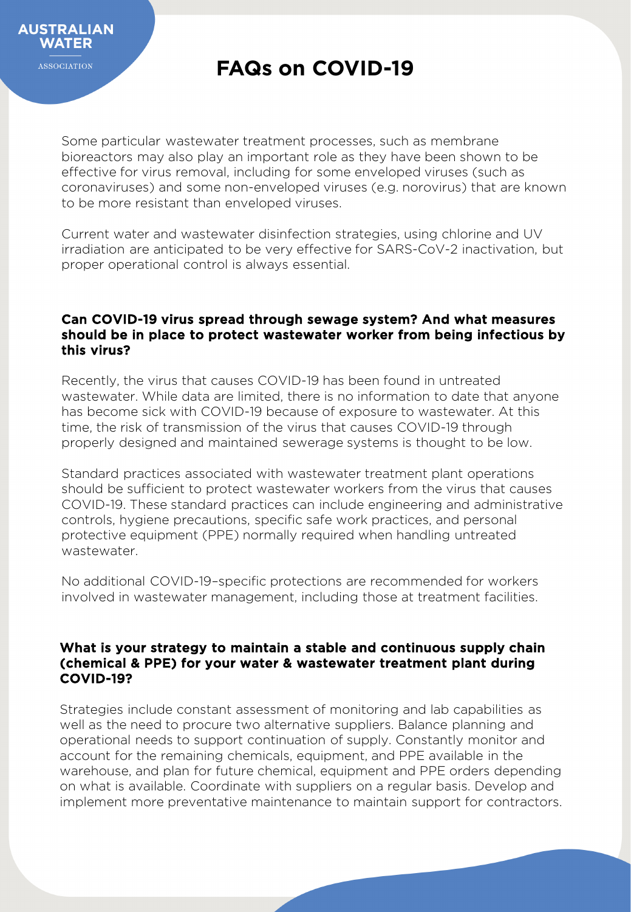# FAQs on COVID-19

Some particular wastewater treatment processes, such as membrane bioreactors may also play an important role as they have been shown to be effective for virus removal, including for some enveloped viruses (such as coronaviruses) and some non-enveloped viruses (e.g. norovirus) that are known to be more resistant than enveloped viruses.

Current water and wastewater disinfection strategies, using chlorine and UV irradiation are anticipated to be very effective for SARS-CoV-2 inactivation, but proper operational control is always essential.

**Can COVID-19 virus spread through sewage system? And what measures should be in place to protect wastewater worker from being infectious by this virus?**

Recently, the virus that causes COVID-19 has been found in untreated wastewater. While data are limited, there is no information to date that anyone has become sick with COVID-19 because of exposure to wastewater. At this time, the risk of transmission of the virus that causes COVID-19 through properly designed and maintained sewerage systems is thought to be low.

Standard practices associated with wastewater treatment plant operations should be sufficient to protect wastewater workers from the virus that causes COVID-19. These standard practices can include engineering and administrative controls, hygiene precautions, specific safe work practices, and personal protective equipment (PPE) normally required when handling untreated wastewater.

No additional COVID-19–specific protections are recommended for workers involved in wastewater management, including those at treatment facilities.

**What is your strategy to maintain a stable and continuous supply chain (chemical & PPE) for your water & wastewater treatment plant during COVID-19?**

Strategies include constant assessment of monitoring and lab capabilities as well as the need to procure two alternative suppliers. Balance planning and operational needs to support continuation of supply. Constantly monitor and account for the remaining chemicals, equipment, and PPE available in the warehouse, and plan for future chemical, equipment and PPE orders depending on what is available. Coordinate with suppliers on a regular basis. Develop and implement more preventative maintenance to maintain support for contractors.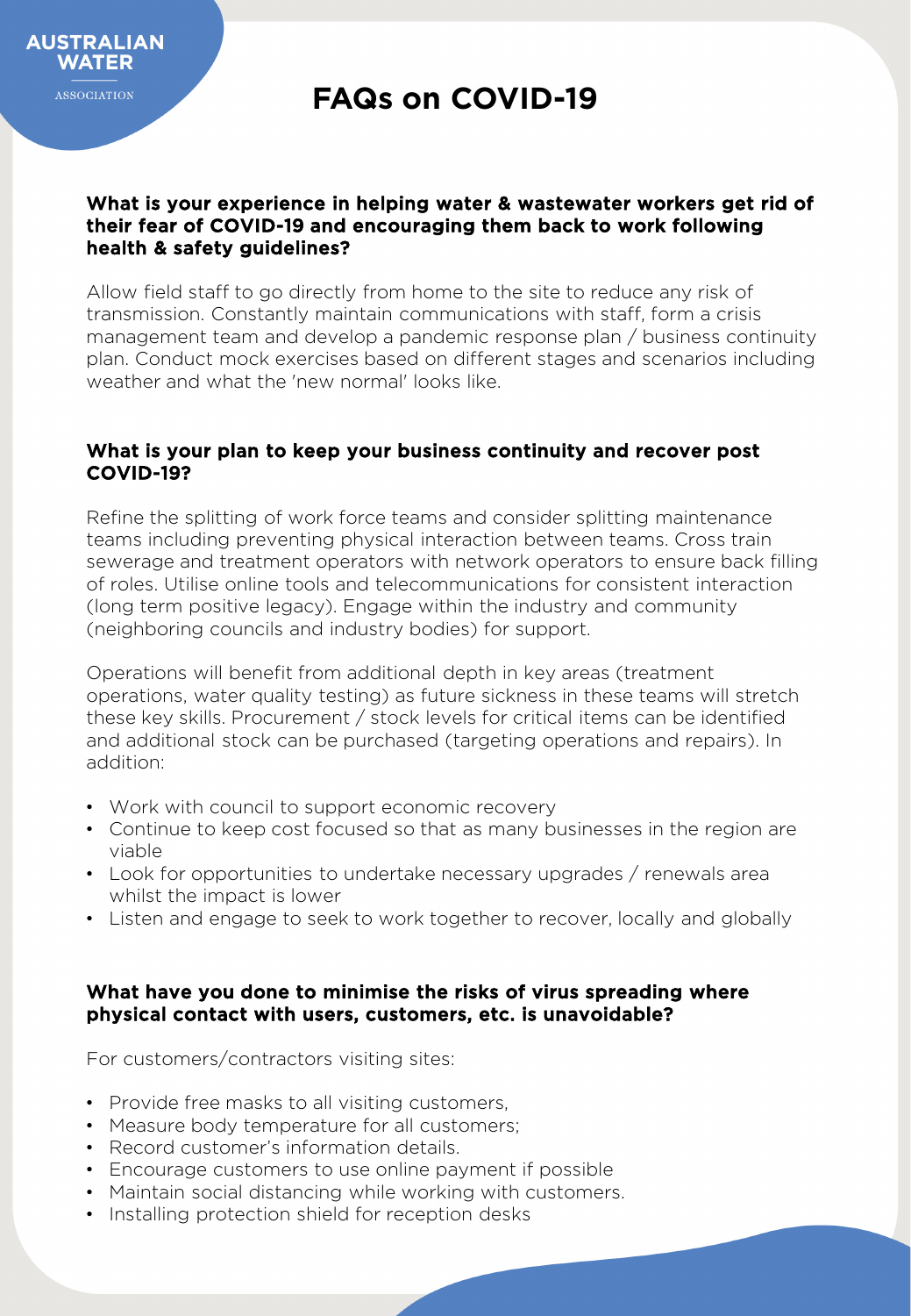# FAQs on COVID-19

**What is your experience in helping water & wastewater workers get rid of their fear of COVID-19 and encouraging them back to work following health & safety guidelines?**

Allow field staff to go directly from home to the site to reduce any risk of transmission. Constantly maintain communications with staff, form a crisis management team and develop a pandemic response plan / business continuity plan. Conduct mock exercises based on different stages and scenarios including weather and what the 'new normal' looks like.

**What is your plan to keep your business continuity and recover post COVID-19?**

Refine the splitting of work force teams and consider splitting maintenance teams including preventing physical interaction between teams. Cross train sewerage and treatment operators with network operators to ensure back filling of roles. Utilise online tools and telecommunications for consistent interaction (long term positive legacy). Engage within the industry and community (neighboring councils and industry bodies) for support.

Operations will benefit from additional depth in key areas (treatment operations, water quality testing) as future sickness in these teams will stretch these key skills. Procurement / stock levels for critical items can be identified and additional stock can be purchased (targeting operations and repairs). In addition:

- Work with council to support economic recovery
- Continue to keep cost focused so that as many businesses in the region are viable
- Look for opportunities to undertake necessary upgrades / renewals area whilst the impact is lower
- Listen and engage to seek to work together to recover, locally and globally

**What have you done to minimise the risks of virus spreading where physical contact with users, customers, etc. is unavoidable?**

For customers/contractors visiting sites:

- Provide free masks to all visiting customers,
- Measure body temperature for all customers;
- Record customer's information details.
- Encourage customers to use online payment if possible
- Maintain social distancing while working with customers.
- Installing protection shield for reception desks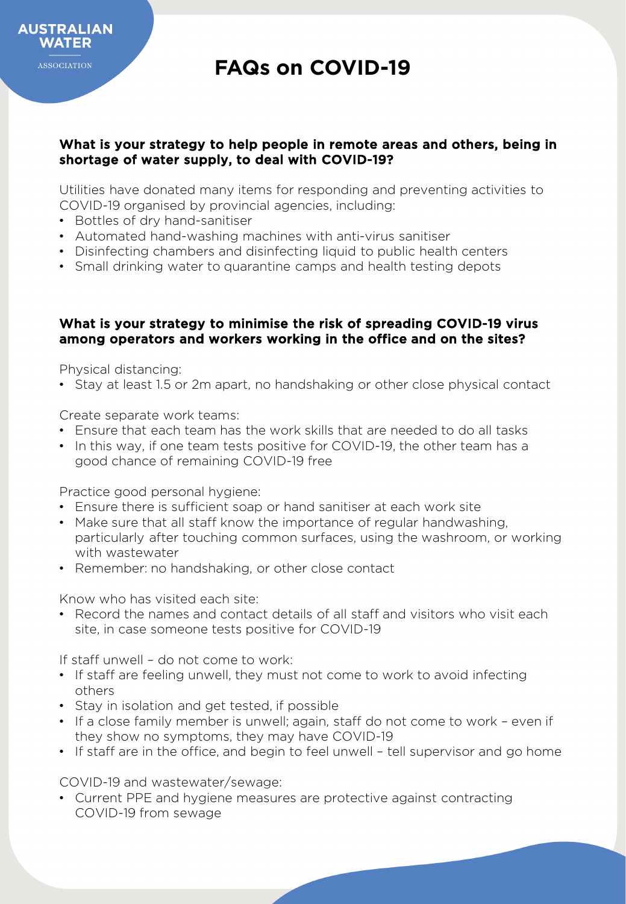# FAQs on COVID-19

**What is your strategy to help people in remote areas and others, being in shortage of water supply, to deal with COVID-19?**

Utilities have donated many items for responding and preventing activities to COVID-19 organised by provincial agencies, including:

- Bottles of dry hand-sanitiser
- Automated hand-washing machines with anti-virus sanitiser
- Disinfecting chambers and disinfecting liquid to public health centers
- Small drinking water to quarantine camps and health testing depots

**What is your strategy to minimise the risk of spreading COVID-19 virus among operators and workers working in the office and on the sites?**

Physical distancing:

- Stay at least 1.5 or 2m apart, no handshaking or other close physical contact

Create separate work teams:

- Ensure that each team has the work skills that are needed to do all tasks
- In this way, if one team tests positive for COVID-19, the other team has a good chance of remaining COVID-19 free

Practice good personal hygiene:

- Ensure there is sufficient soap or hand sanitiser at each work site
- Make sure that all staff know the importance of regular handwashing, particularly after touching common surfaces, using the washroom, or working with wastewater
- Remember: no handshaking, or other close contact

Know who has visited each site:

- Record the names and contact details of all staff and visitors who visit each site, in case someone tests positive for COVID-19

If staff unwell – do not come to work:

- If staff are feeling unwell, they must not come to work to avoid infecting others
- Stay in isolation and get tested, if possible
- If a close family member is unwell; again, staff do not come to work – even if they show no symptoms, they may have COVID-19
- If staff are in the office, and begin to feel unwell – tell supervisor and go home

COVID-19 and wastewater/sewage:

- Current PPE and hygiene measures are protective against contracting COVID-19 from sewage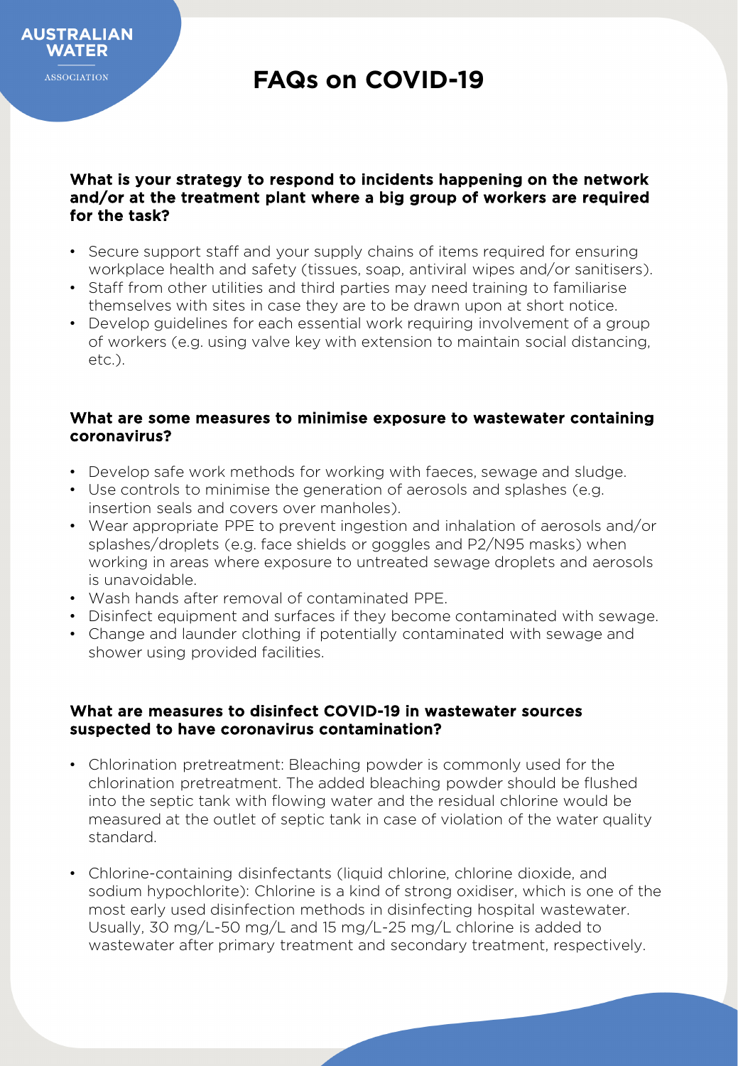# FAQs on COVID-19

**What is your strategy to respond to incidents happening on the network and/or at the treatment plant where a big group of workers are required for the task?**

- Secure support staff and your supply chains of items required for ensuring workplace health and safety (tissues, soap, antiviral wipes and/or sanitisers).
- Staff from other utilities and third parties may need training to familiarise themselves with sites in case they are to be drawn upon at short notice.
- Develop guidelines for each essential work requiring involvement of a group of workers (e.g. using valve key with extension to maintain social distancing, etc.).

**What are some measures to minimise exposure to wastewater containing coronavirus?**

- Develop safe work methods for working with faeces, sewage and sludge.
- Use controls to minimise the generation of aerosols and splashes (e.g. insertion seals and covers over manholes).
- Wear appropriate PPE to prevent ingestion and inhalation of aerosols and/or splashes/droplets (e.g. face shields or goggles and P2/N95 masks) when working in areas where exposure to untreated sewage droplets and aerosols is unavoidable.
- Wash hands after removal of contaminated PPE.
- Disinfect equipment and surfaces if they become contaminated with sewage.
- Change and launder clothing if potentially contaminated with sewage and shower using provided facilities.

**What are measures to disinfect COVID-19 in wastewater sources suspected to have coronavirus contamination?**

- Chlorination pretreatment: Bleaching powder is commonly used for the chlorination pretreatment. The added bleaching powder should be flushed into the septic tank with flowing water and the residual chlorine would be measured at the outlet of septic tank in case of violation of the water quality standard.

- Chlorine-containing disinfectants (liquid chlorine, chlorine dioxide, and sodium hypochlorite): Chlorine is a kind of strong oxidiser, which is one of the most early used disinfection methods in disinfecting hospital wastewater. Usually, 30 mg/L-50 mg/L and 15 mg/L-25 mg/L chlorine is added to wastewater after primary treatment and secondary treatment, respectively.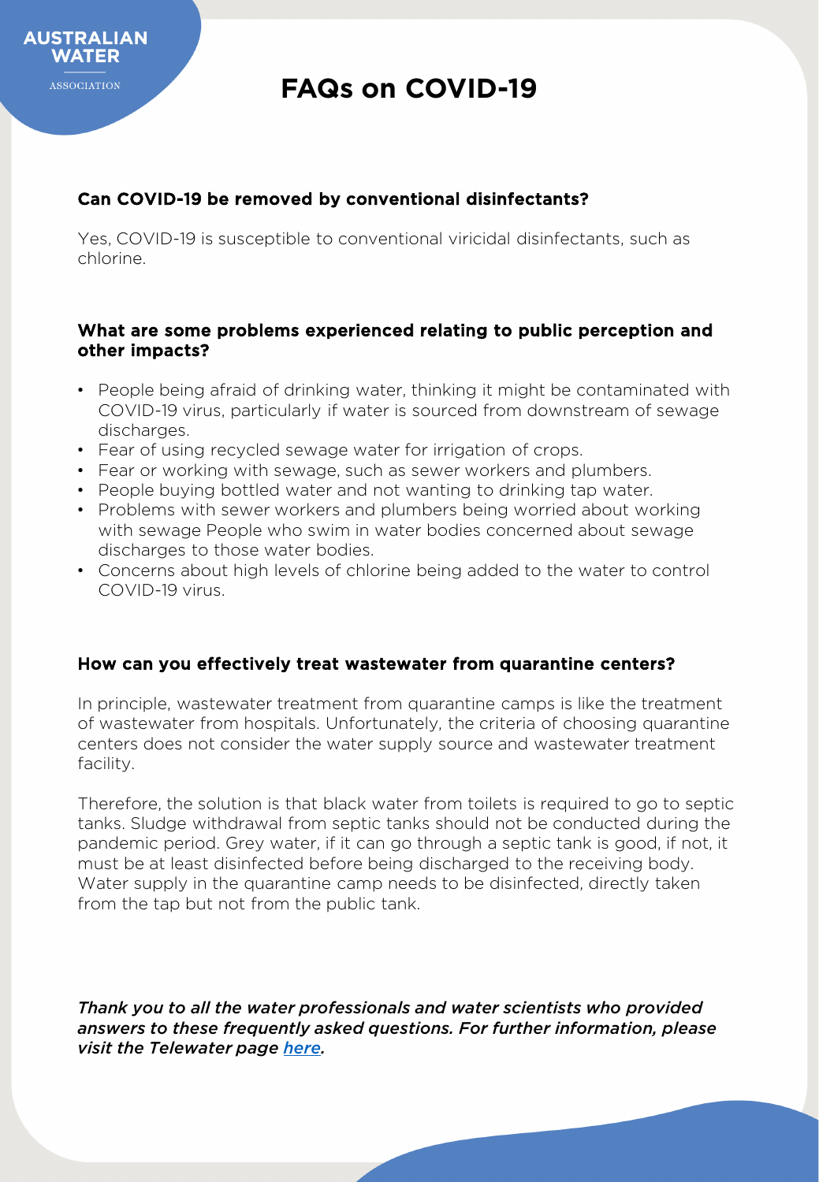AUSTRALIAN WATER ASSOCIATION

# FAQs on COVID-19

### Can COVID-19 be removed by conventional disinfectants?

Yes, COVID-19 is susceptible to conventional viricidal disinfectants, such as chlorine.

### What are some problems experienced relating to public perception and other impacts?

- People being afraid of drinking water, thinking it might be contaminated with COVID-19 virus, particularly if water is sourced from downstream of sewage discharges.
- Fear of using recycled sewage water for irrigation of crops.
- Fear or working with sewage, such as sewer workers and plumbers.
- People buying bottled water and not wanting to drinking tap water.
- Problems with sewer workers and plumbers being worried about working with sewage People who swim in water bodies concerned about sewage discharges to those water bodies.
- Concerns about high levels of chlorine being added to the water to control COVID-19 virus.

### How can you effectively treat wastewater from quarantine centers?

In principle, wastewater treatment from quarantine camps is like the treatment of wastewater from hospitals. Unfortunately, the criteria of choosing quarantine centers does not consider the water supply source and wastewater treatment facility.

Therefore, the solution is that black water from toilets is required to go to septic tanks. Sludge withdrawal from septic tanks should not be conducted during the pandemic period. Grey water, if it can go through a septic tank is good, if not, it must be at least disinfected before being discharged to the receiving body. Water supply in the quarantine camp needs to be disinfected, directly taken from the tap but not from the public tank.

***Thank you to all the water professionals and water scientists who provided answers to these frequently asked questions. For further information, please visit the Telewater page [here](#).***